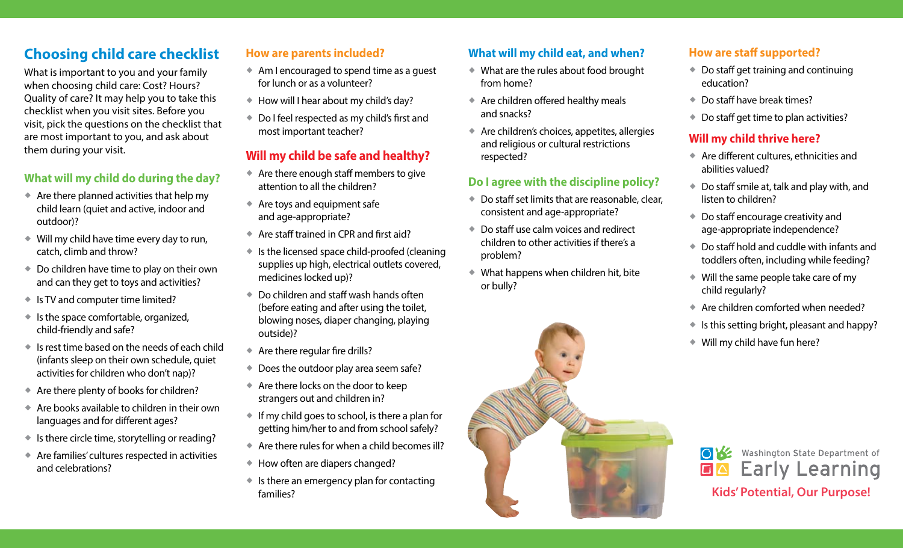# Choosing child care checklist

What is important to you and your family when choosing child care: Cost? Hours? Quality of care? It may help you to take this checklist when you visit sites. Before you visit, pick the questions on the checklist that are most important to you, and ask about them during your visit.

## What will my child do during the day?

- Are there planned activities that help my child learn (quiet and active, indoor and outdoor)?
- Will my child have time every day to run, catch, climb and throw?
- Do children have time to play on their own and can they get to toys and activities?
- Is TV and computer time limited?
- Is the space comfortable, organized, child-friendly and safe?
- Is rest time based on the needs of each child (infants sleep on their own schedule, quiet activities for children who don't nap)?
- Are there plenty of books for children?
- Are books available to children in their own languages and for different ages?
- Is there circle time, storytelling or reading?
- Are families' cultures respected in activities and celebrations?

## How are parents included?

- Am I encouraged to spend time as a guest for lunch or as a volunteer?
- How will I hear about my child's day?
- Do I feel respected as my child's first and most important teacher?

## Will my child be safe and healthy?

- Are there enough staff members to give attention to all the children?
- Are toys and equipment safe and age-appropriate?
- Are staff trained in CPR and first aid?
- Is the licensed space child-proofed (cleaning supplies up high, electrical outlets covered, medicines locked up)?
- Do children and staff wash hands often (before eating and after using the toilet, blowing noses, diaper changing, playing outside)?
- Are there regular fire drills?
- Does the outdoor play area seem safe?
- Are there locks on the door to keep strangers out and children in?
- If my child goes to school, is there a plan for getting him/her to and from school safely?
- Are there rules for when a child becomes ill?
- How often are diapers changed?
- Is there an emergency plan for contacting families?

## What will my child eat, and when?

- What are the rules about food brought from home?
- Are children offered healthy meals and snacks?
- Are children's choices, appetites, allergies and religious or cultural restrictions respected?

## Do I agree with the discipline policy?

- Do staff set limits that are reasonable, clear, consistent and age-appropriate?
- Do staff use calm voices and redirect children to other activities if there's a problem?
- What happens when children hit, bite or bully?

## How are staff supported?

- Do staff get training and continuing education?
- Do staff have break times?
- Do staff get time to plan activities?

## Will my child thrive here?

- Are different cultures, ethnicities and abilities valued?
- Do staff smile at, talk and play with, and listen to children?
- Do staff encourage creativity and age-appropriate independence?
- Do staff hold and cuddle with infants and toddlers often, including while feeding?
- Will the same people take care of my child regularly?
- Are children comforted when needed?
- Is this setting bright, pleasant and happy?
- Will my child have fun here?

Washington State Department of Early Learning

Kids' Potential, Our Purpose!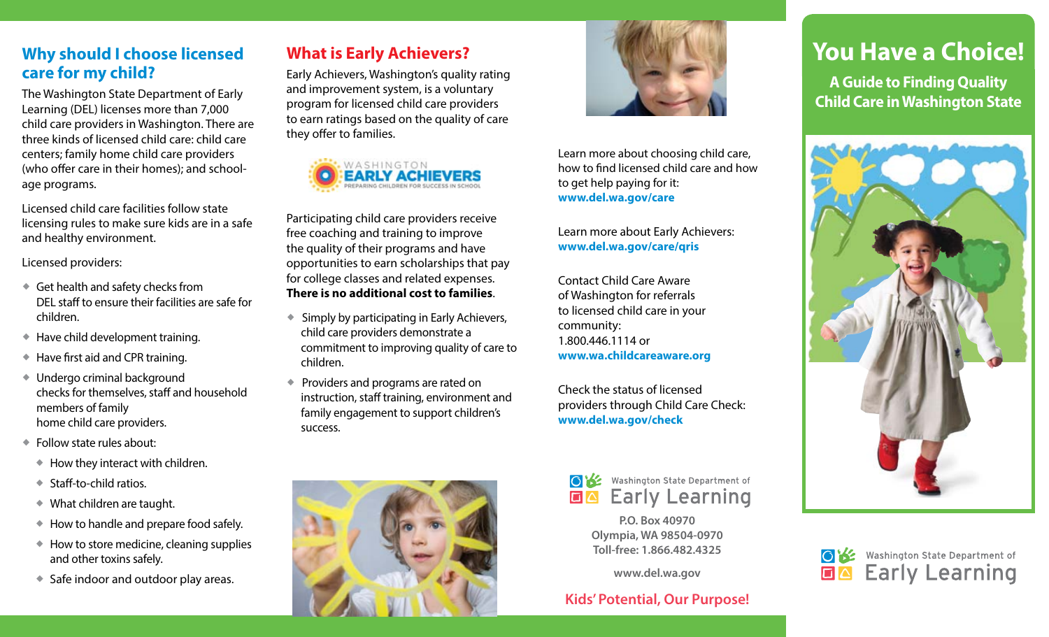## Why should I choose licensed care for my child?

The Washington State Department of Early Learning (DEL) licenses more than 7,000 child care providers in Washington. There are three kinds of licensed child care: child care centers; family home child care providers (who offer care in their homes); and school-age programs.

Licensed child care facilities follow state licensing rules to make sure kids are in a safe and healthy environment.

Licensed providers:

- Get health and safety checks from DEL staff to ensure their facilities are safe for children.
- Have child development training.
- Have first aid and CPR training.
- Undergo criminal background checks for themselves, staff and household members of family home child care providers.
- Follow state rules about:
  - How they interact with children.
  - Staff-to-child ratios.
  - What children are taught.
  - How to handle and prepare food safely.
  - How to store medicine, cleaning supplies and other toxins safely.
  - Safe indoor and outdoor play areas.

## What is Early Achievers?

Early Achievers, Washington's quality rating and improvement system, is a voluntary program for licensed child care providers to earn ratings based on the quality of care they offer to families.

WASHINGTON EARLY ACHIEVERS PREPARING CHILDREN FOR SUCCESS IN SCHOOL

Participating child care providers receive free coaching and training to improve the quality of their programs and have opportunities to earn scholarships that pay for college classes and related expenses. **There is no additional cost to families**.

- Simply by participating in Early Achievers, child care providers demonstrate a commitment to improving quality of care to children.
- Providers and programs are rated on instruction, staff training, environment and family engagement to support children's success.

Learn more about choosing child care, how to find licensed child care and how to get help paying for it:
**www.del.wa.gov/care**

Learn more about Early Achievers:
**www.del.wa.gov/care/qris**

Contact Child Care Aware of Washington for referrals to licensed child care in your community:
1.800.446.1114 or
**www.wa.childcareaware.org**

Check the status of licensed providers through Child Care Check:
**www.del.wa.gov/check**

Washington State Department of Early Learning

P.O. Box 40970
Olympia, WA 98504-0970
Toll-free: 1.866.482.4325

www.del.wa.gov

**Kids' Potential, Our Purpose!**

# You Have a Choice!

### A Guide to Finding Quality Child Care in Washington State

Washington State Department of Early Learning